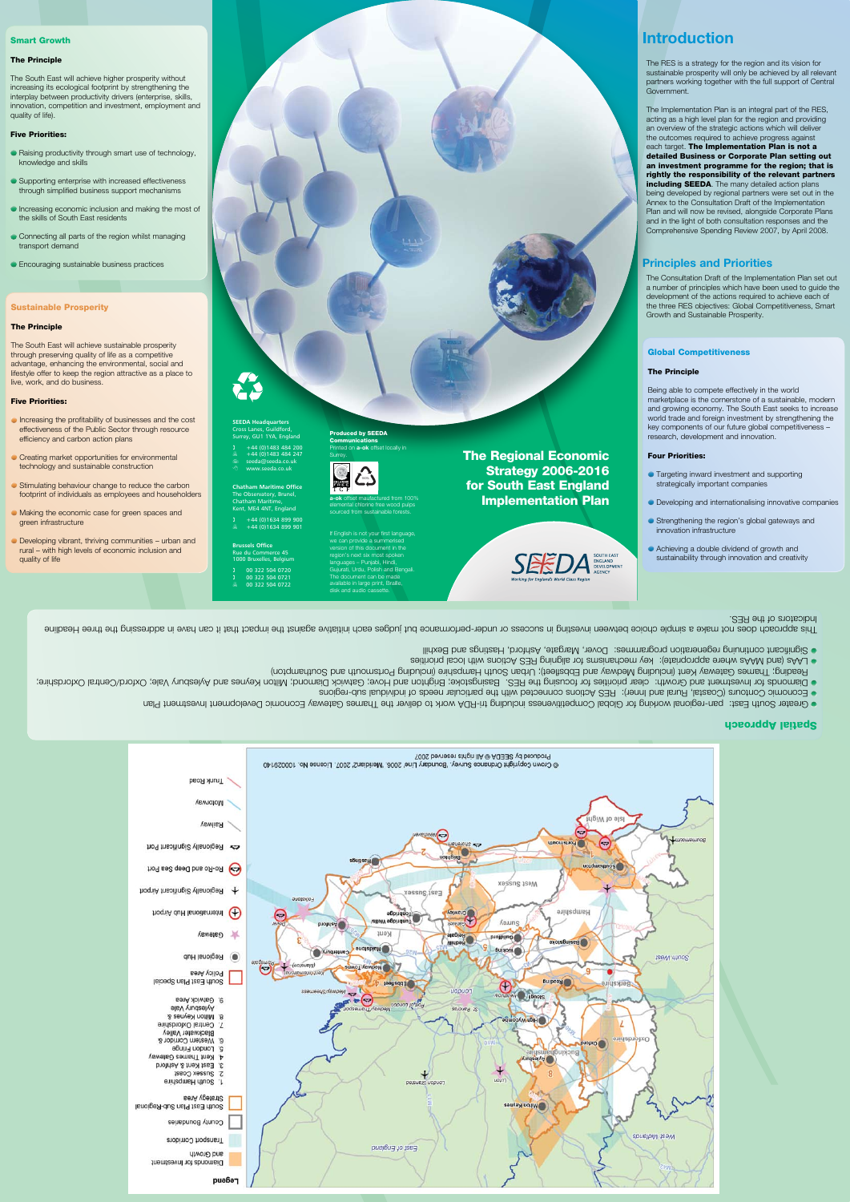## Smart Growth

### The Principle

The South East will achieve higher prosperity without increasing its ecological footprint by strengthening the interplay between productivity drivers (enterprise, skills, innovation, competition and investment, employment and quality of life).

### Five Priorities:

- Raising productivity through smart use of technology, knowledge and skills
- Supporting enterprise with increased effectiveness through simplified business support mechanisms
- Increasing economic inclusion and making the most of the skills of South East residents
- Connecting all parts of the region whilst managing transport demand
- Encouraging sustainable business practices

## Sustainable Prosperity

### The Principle

The South East will achieve sustainable prosperity through preserving quality of life as a competitive advantage, enhancing the environmental, social and lifestyle offer to keep the region attractive as a place to live, work, and do business.

### Five Priorities:

- Increasing the profitability of businesses and the cost effectiveness of the Public Sector through resource efficiency and carbon action plans
- Creating market opportunities for environmental technology and sustainable construction
- Stimulating behaviour change to reduce the carbon footprint of individuals as employees and householders
- Making the economic case for green spaces and green infrastructure
- Developing vibrant, thriving communities – urban and rural – with high levels of economic inclusion and quality of life

**SEEDA Headquarters**
Cross Lanes, Guildford, Surrey, GU1 1YA, England
+44 (0)1483 484 200
+44 (0)1483 484 247
seeda@seeda.co.uk
www.seeda.co.uk

**Chatham Maritime Office**
The Observatory, Brunel, Chatham Maritime, Kent, ME4 4NT, England
+44 (0)1634 899 900
+44 (0)1634 899 901

**Brussels Office**
Rue du Commerce 45
1000 Bruxelles, Belgium
00 322 504 0720
00 322 504 0721
00 322 504 0722

**Produced by SEEDA Communications**
Printed on a-ok offset locally in Surrey.

a-ok offset manufactured from 100% elemental chlorine free wood pulps sourced from sustainable forests.

If English is not your first language, we can provide a summarised version of this document in the region's next six most spoken languages – Punjabi, Hindi, Gujurati, Urdu, Polish and Bengali. The document can be made available in large print, Braille, disk and audio cassette.

# The Regional Economic Strategy 2006-2016 for South East England Implementation Plan

SEEDA South East England Development Agency — Working for England's World Class Region

## Introduction

The RES is a strategy for the region and its vision for sustainable prosperity will only be achieved by all relevant partners working together with the full support of Central Government.

The Implementation Plan is an integral part of the RES, acting as a high level plan for the region and providing an overview of the strategic actions which will deliver the outcomes required to achieve progress against each target. **The Implementation Plan is not a detailed Business or Corporate Plan setting out an investment programme for the region; that is rightly the responsibility of the relevant partners including SEEDA.** The many detailed action plans being developed by regional partners were set out in the Annex to the Consultation Draft of the Implementation Plan and will now be revised, alongside Corporate Plans and in the light of both consultation responses and the Comprehensive Spending Review 2007, by April 2008.

## Principles and Priorities

The Consultation Draft of the Implementation Plan set out a number of principles which have been used to guide the development of the actions required to achieve each of the three RES objectives: Global Competitiveness, Smart Growth and Sustainable Prosperity.

## Global Competitiveness

### The Principle

Being able to compete effectively in the world marketplace is the cornerstone of a sustainable, modern and growing economy. The South East seeks to increase world trade and foreign investment by strengthening the key components of our future global competitiveness – research, development and innovation.

### Four Priorities:

- Targeting inward investment and supporting strategically important companies
- Developing and internationalising innovative companies
- Strengthening the region's global gateways and innovation infrastructure
- Achieving a double dividend of growth and sustainability through innovation and creativity

## Spatial Approach

- Greater South East: pan-regional working for Global Competitiveness including tri-RDA work to deliver the Thames Gateway Economic Development Investment Plan
- Economic Contours (Coastal, Rural and Inner): RES Actions connected with the particular needs of individual sub-regions
- Diamonds for Investment and Growth: clear priorities for focusing the RES. Basingstoke; Brighton and Hove; Gatwick Diamond; Milton Keynes and Aylesbury Vale; Oxford/Central Oxfordshire; Reading; Thames Gateway Kent (including Medway and Ebbsfleet); Urban South Hampshire (including Portsmouth and Southampton)
- LAAs (and MAAs where appropriate): key mechanisms for aligning RES Actions with local priorities
- Significant continuing regeneration programmes: Dover, Margate, Ashford, Hastings and Bexhill

This approach does not make a simple choice between investing in success or under-performance but judges each initiative against the impact that it can have in addressing the three Headline Indicators of the RES.

**Legend**

- Diamonds for Investment and Growth
- Transport Corridors
- County Boundaries
- South East Plan Sub-Regional Strategy Area
  1. South Hampshire
  2. Sussex Coast
  3. East Kent & Ashford
  4. Kent Thames Gateway
  5. London Fringe
  6. Western Corridor & Blackwater Valley
  7. Central Oxfordshire
  8. Milton Keynes & Aylesbury Vale
  9. Gatwick Area
- South East Plan Special Policy Area
- Regional Hub
- Gateway
- International Hub Airport
- Regionally Significant Airport
- Ro-Ro and Deep Sea Port
- Regionally Significant Port
- Railway
- Motorway
- Trunk Road

© Crown Copyright Ordnance Survey, 'Boundary Line' 2006, 'Meridian2' 2007. Licence No. 100029140
Produced by SEEDA © All rights reserved 2007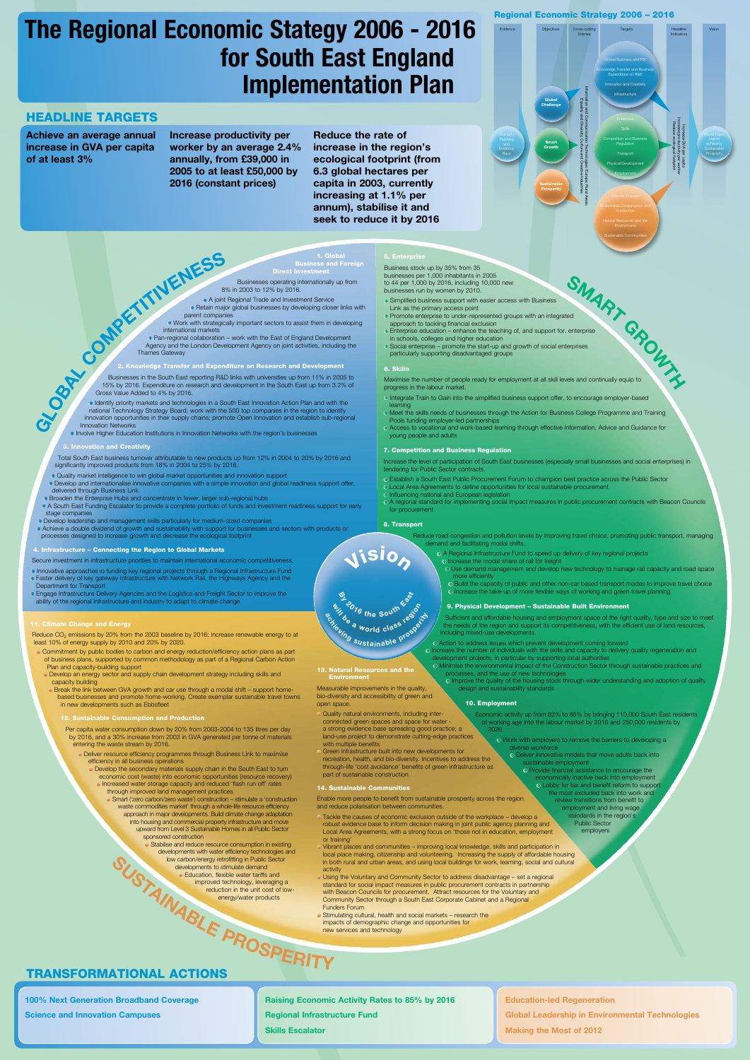# The Regional Economic Stategy 2006 - 2016 for South East England Implementation Plan

## HEADLINE TARGETS

**Achieve an average annual increase in GVA per capita of at least 3%**

**Increase productivity per worker by an average 2.4% annually, from £39,000 in 2005 to at least £50,000 by 2016 (constant prices)**

**Reduce the rate of increase in the region's ecological footprint (from 6.3 global hectares per capita in 2003, currently increasing at 1.1% per annum), stabilise it and seek to reduce it by 2016**

## Regional Economic Strategy 2006 – 2016

Evidence | Objectives | Cross-cutting themes | Targets | Headline Indicators | Vision

Scenario Planning and Evidence Base

Global Challenge

Smart Growth

Sustainable Prosperity

Information and Communication Technologies; Europe; Rural Areas; Equality and Diversity; Cultural and Creative Industries

Global Business and FDI

Knowledge Transfer and Business Expenditure on R&D

Innovation and Creativity

Infrastructure

Enterprise

Skills

Competition and Business Regulation

Transport

Physical Development

Employment

Climate Change

Sustainable Consumption and Production

Natural Resources and the Environment

Sustainable Communities

Increase GVA per capita; Increase productivity per worker; Reduce ecological footprint

World Class region achieving Sustainable Prosperity

## GLOBAL COMPETITIVENESS

### 1. Global Business and Foreign Direct Investment

Businesses operating internationally up from 8% in 2003 to 12% by 2016.

- A joint Regional Trade and Investment Service
- Retain major global businesses by developing closer links with parent companies
- Work with strategically important sectors to assist them in developing international markets
- Pan-regional collaboration – work with the East of England Development Agency and the London Development Agency on joint activities, including the Thames Gateway

### 2. Knowledge Transfer and Expenditure on Research and Development

Businesses in the South East reporting R&D links with universities up from 11% in 2005 to 15% by 2016. Expenditure on research and development in the South East up from 3.2% of Gross Value Added to 4% by 2016.

- Identify priority markets and technologies in a South East Innovation Action Plan and with the national Technology Strategy Board; work with the 500 top companies in the region to identify innovation opportunities in their supply chains; promote Open Innovation and establish sub-regional Innovation Networks
- Involve Higher Education Institutions in Innovation Networks with the region's businesses

### 3. Innovation and Creativity

Total South East business turnover attributable to new products up from 12% in 2004 to 20% by 2016 and significantly improved products from 18% in 2004 to 25% by 2016.

- Quality market intelligence to win global market opportunities and innovation support
- Develop and internationalise innovative companies with a simple innovation and global readiness support offer, delivered through Business Link
- Broaden the Enterprise Hubs and concentrate in fewer, larger sub-regional hubs
- A South East Funding Escalator to provide a complete portfolio of funds and investment readiness support for early stage companies
- Develop leadership and management skills particularly for medium-sized companies
- Achieve a double dividend of growth and sustainability with support for businesses and sectors with products or processes designed to increase growth and decrease the ecological footprint

### 4. Infrastructure – Connecting the Region to Global Markets

Secure investment in infrastructure priorities to maintain international economic competitiveness.

- Innovative approaches to funding key regional projects through a Regional Infrastructure Fund
- Faster delivery of key gateway infrastructure with Network Rail, the Highways Agency and the Department for Transport
- Engage Infrastructure Delivery Agencies and the Logistics and Freight Sector to improve the ability of the regional infrastructure and industry to adapt to climate change

## SMART GROWTH

### 5. Enterprise

Business stock up by 35% from 35 businesses per 1,000 inhabitants in 2005 to 44 per 1,000 by 2016, including 10,000 new businesses run by women by 2010.

- Simplified business support with easier access with Business Link as the primary access point
- Promote enterprise to under-represented groups with an integrated approach to tackling financial exclusion
- Enterprise education – enhance the teaching of, and support for, enterprise in schools, colleges and higher education
- Social enterprise – promote the start-up and growth of social enterprises particularly supporting disadvantaged groups

### 6. Skills

Maximise the number of people ready for employment at all skill levels and continually equip to progress in the labour market.

- Integrate Train to Gain into the simplified business support offer, to encourage employer-based learning
- Meet the skills needs of businesses through the Action for Business College Programme and Training Pools funding employer-led partnerships
- Access to vocational and work-based learning through effective Information, Advice and Guidance for young people and adults

### 7. Competition and Business Regulation

Increase the level of participation of South East businesses (especially small businesses and social enterprises) in tendering for Public Sector contracts.

- Establish a South East Public Procurement Forum to champion best practice across the Public Sector
- Local Area Agreements to define opportunities for local sustainable procurement
- Influencing national and European legislation
- A regional standard for implementing social impact measures in public procurement contracts with Beacon Councils for procurement

### 8. Transport

Reduce road congestion and pollution levels by improving travel choice, promoting public transport, managing demand and facilitating modal shifts.

- A Regional Infrastructure Fund to speed up delivery of key regional projects
- Increase the modal share of rail for freight
- Use demand management and develop new technology to manage rail capacity and road space more efficiently
- Build the capacity of public and other non-car based transport modes to improve travel choice
- Increase the take-up of more flexible ways of working and green travel planning

### 9. Physical Development – Sustainable Built Environment

Sufficient and affordable housing and employment space of the right quality, type and size to meet the needs of the region and support its competitiveness, with the efficient use of land resources, including mixed-use developments.

- Action to address issues which prevent development coming forward
- Increase the number of individuals with the skills and capacity to delivery quality regeneration and development projects, in particular by supporting local authorities
- Minimise the environmental impact of the Construction Sector through sustainable practices and processes, and the use of new technologies
- Improve the quality of the housing stock through wider understanding and adoption of quality design and sustainability standards

### 10. Employment

Economic activity up from 82% to 85% by bringing 110,000 South East residents of working age into the labour market by 2016 and 250,000 residents by 2026.

- Work with employers to remove the barriers to developing a diverse workforce
- Deliver innovative models that move adults back into sustainable employment
- Provide financial assistance to encourage the economically inactive back into employment
- Lobby for tax and benefit reform to support the most excluded back into work and review transitions from benefit to employment and living wage standards in the region's Public Sector employers

## Vision

By 2016 the South East region will be a world class region achieving sustainable prosperity

## SUSTAINABLE PROSPERITY

### 11. Climate Change and Energy

Reduce $CO_2$ emissions by 20% from the 2003 baseline by 2016; increase renewable energy to at least 10% of energy supply by 2010 and 20% by 2020.

- Commitment by public bodies to carbon and energy reduction/efficiency action plans as part of business plans, supported by common methodology as part of a Regional Carbon Action Plan and capacity-building support
- Develop an energy sector and supply chain development strategy including skills and capacity building
- Break the link between GVA growth and car use through a modal shift – support home-based businesses and promote home-working. Create exemplar sustainable travel towns in new developments such as Ebbsfleet

### 12. Sustainable Consumption and Production

Per capita water consumption down by 20% from 2003-2004 to 135 litres per day by 2016, and a 30% increase from 2003 in GVA generated per tonne of materials entering the waste stream by 2016.

- Deliver resource efficiency programmes through Business Link to maximise efficiency in all business operations
- Develop the secondary materials supply chain in the South East to turn economic cost (waste) into economic opportunities (resource recovery)
- Increased water storage capacity and reduced 'flash run off' rates through improved land management practices
- Smart ('zero carbon/zero waste') construction – stimulate a 'construction waste commodities market' through a whole-life resource efficiency approach in major developments. Build climate change adaptation into housing and commercial property infrastructure and move upward from Level 3 Sustainable Homes in all Public Sector sponsored construction
- Stabilise and reduce resource consumption in existing developments with water efficiency technologies and low carbon/energy retrofitting in Public Sector developments to stimulate demand
- Education, flexible water tariffs and improved technology, leveraging a reduction in the unit cost of low-energy/water products

### 13. Natural Resources and the Environment

Measurable improvements in the quality, bio-diversity and accessibility of green and open space.

- Quality natural environments, including inter-connected green spaces and space for water – a strong evidence base spreading good practice; a land-use project to demonstrate cutting-edge practices with multiple benefits
- Green infrastructure built into new developments for recreation, health, and bio-diversity. Incentives to address the through-life 'cost avoidance' benefits of green infrastructure as part of sustainable construction

### 14. Sustainable Communities

Enable more people to benefit from sustainable prosperity across the region and reduce polarisation between communities.

- Tackle the causes of economic exclusion outside of the workplace – develop a robust evidence base to inform decision making in joint public agency planning and Local Area Agreements, with a strong focus on 'those not in education, employment or training'
- Vibrant places and communities – improving local knowledge, skills and participation in local place making, citizenship and volunteering. Increasing the supply of affordable housing in both rural and urban areas, and using local buildings for work, learning, social and cultural activity
- Using the Voluntary and Community Sector to address disadvantage – set a regional standard for social impact measures in public procurement contracts in partnership with Beacon Councils for procurement. Attract resources for the Voluntary and Community Sector through a South East Corporate Cabinet and a Regional Funders Forum
- Stimulating cultural, health and social markets – research the impacts of demographic change and opportunities for new services and technology

## TRANSFORMATIONAL ACTIONS

**100% Next Generation Broadband Coverage**

**Science and Innovation Campuses**

**Raising Economic Activity Rates to 85% by 2016**

**Regional Infrastructure Fund**

**Skills Escalator**

**Education-led Regeneration**

**Global Leadership in Environmental Technologies**

**Making the Most of 2012**